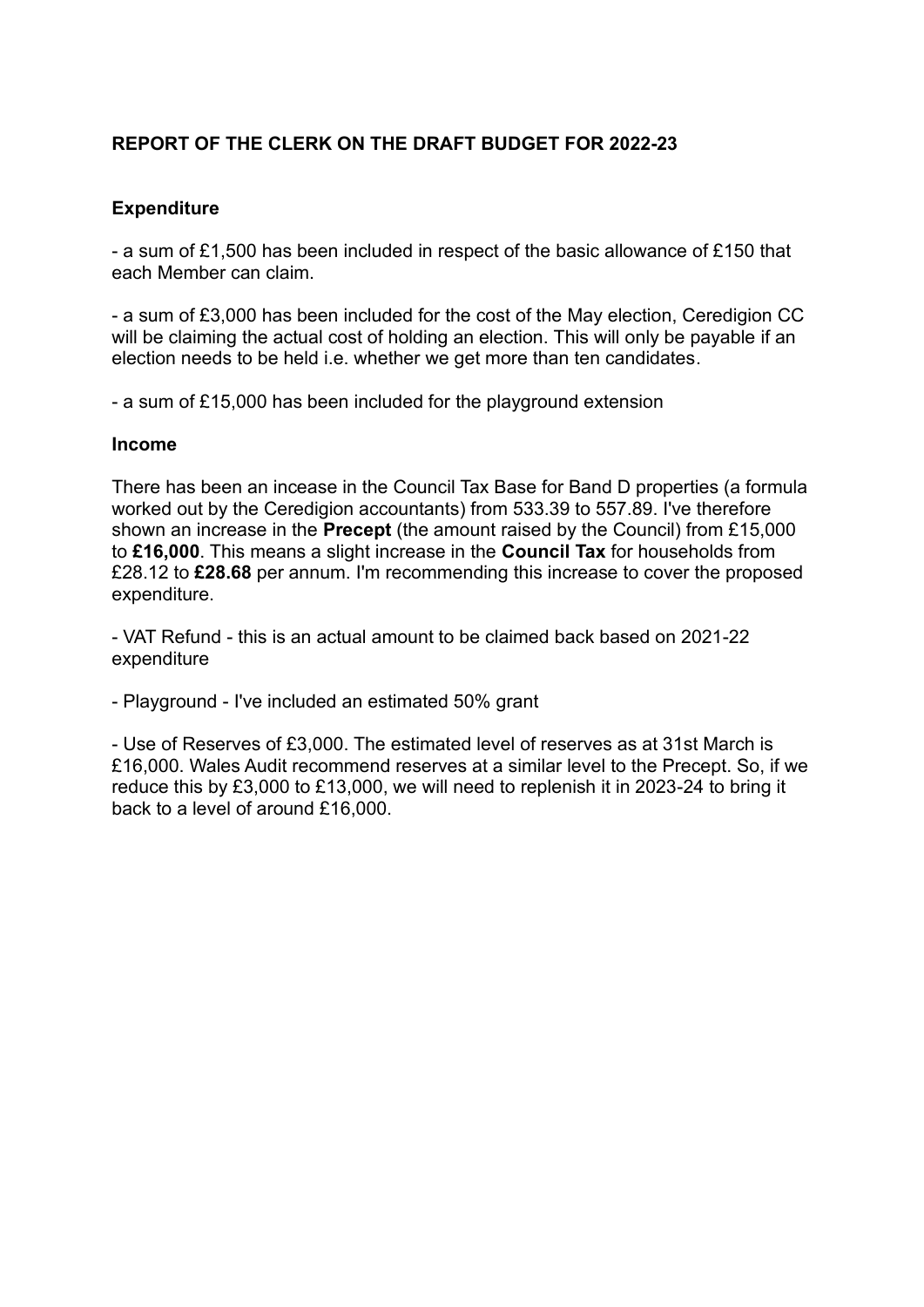## REPORT OF THE CLERK ON THE DRAFT BUDGET FOR 2022-23

### Expenditure

- a sum of £1,500 has been included in respect of the basic allowance of £150 that each Member can claim.

- a sum of £3,000 has been included for the cost of the May election, Ceredigion CC will be claiming the actual cost of holding an election. This will only be payable if an election needs to be held i.e. whether we get more than ten candidates.

- a sum of £15,000 has been included for the playground extension

### Income

There has been an incease in the Council Tax Base for Band D properties (a formula worked out by the Ceredigion accountants) from 533.39 to 557.89. I've therefore shown an increase in the **Precept** (the amount raised by the Council) from £15,000 to **£16,000**. This means a slight increase in the **Council Tax** for households from £28.12 to **£28.68** per annum. I'm recommending this increase to cover the proposed expenditure.

- VAT Refund - this is an actual amount to be claimed back based on 2021-22 expenditure

- Playground - I've included an estimated 50% grant

- Use of Reserves of £3,000. The estimated level of reserves as at 31st March is £16,000. Wales Audit recommend reserves at a similar level to the Precept. So, if we reduce this by £3,000 to £13,000, we will need to replenish it in 2023-24 to bring it back to a level of around £16,000.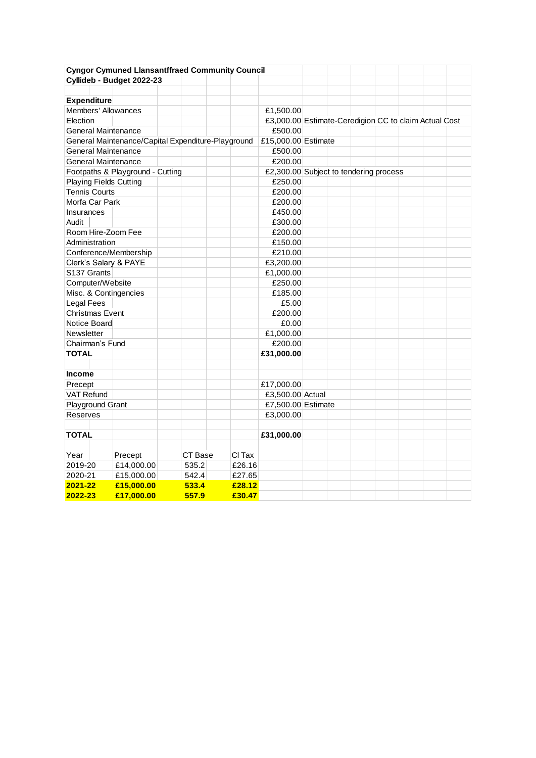**Cyngor Cymuned Llansantffraed Community Council**

**Cyllideb - Budget 2022-23**

| | | |
|---|---|---|
| **Expenditure** | | |
| Members' Allowances | £1,500.00 | |
| Election | £3,000.00 | Estimate-Ceredigion CC to claim Actual Cost |
| General Maintenance | £500.00 | |
| General Maintenance/Capital Expenditure-Playground | £15,000.00 | Estimate |
| General Maintenance | £500.00 | |
| General Maintenance | £200.00 | |
| Footpaths & Playground - Cutting | £2,300.00 | Subject to tendering process |
| Playing Fields Cutting | £250.00 | |
| Tennis Courts | £200.00 | |
| Morfa Car Park | £200.00 | |
| Insurances | £450.00 | |
| Audit | £300.00 | |
| Room Hire-Zoom Fee | £200.00 | |
| Administration | £150.00 | |
| Conference/Membership | £210.00 | |
| Clerk's Salary & PAYE | £3,200.00 | |
| S137 Grants | £1,000.00 | |
| Computer/Website | £250.00 | |
| Misc. & Contingencies | £185.00 | |
| Legal Fees | £5.00 | |
| Christmas Event | £200.00 | |
| Notice Board | £0.00 | |
| Newsletter | £1,000.00 | |
| Chairman's Fund | £200.00 | |
| **TOTAL** | **£31,000.00** | |
| | | |
| **Income** | | |
| Precept | £17,000.00 | |
| VAT Refund | £3,500.00 | Actual |
| Playground Grant | £7,500.00 | Estimate |
| Reserves | £3,000.00 | |
| | | |
| **TOTAL** | **£31,000.00** | |

| Year | Precept | CT Base | Cl Tax |
|---|---|---|---|
| 2019-20 | £14,000.00 | 535.2 | £26.16 |
| 2020-21 | £15,000.00 | 542.4 | £27.65 |
| **2021-22** | **£15,000.00** | **533.4** | **£28.12** |
| **2022-23** | **£17,000.00** | **557.9** | **£30.47** |